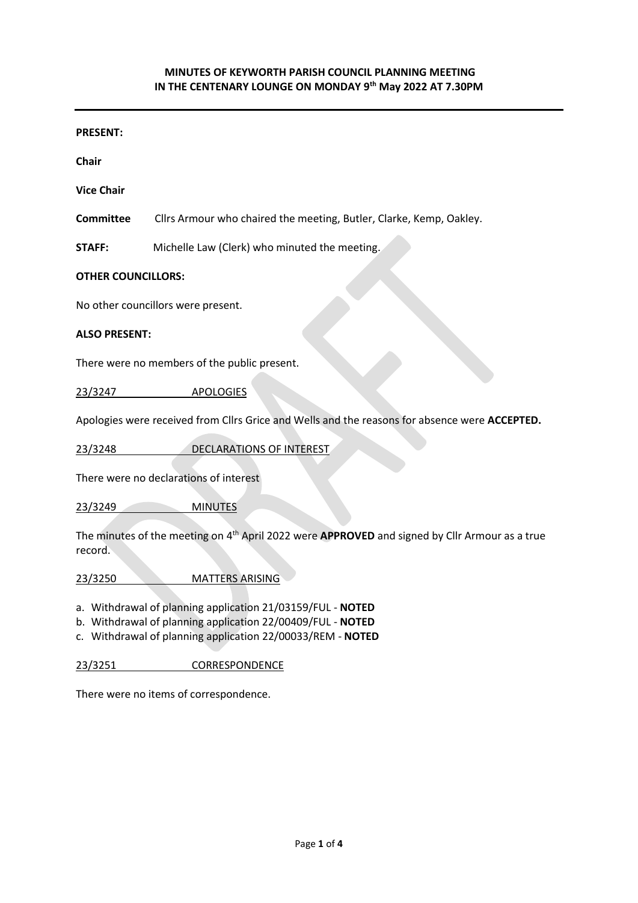**MINUTES OF KEYWORTH PARISH COUNCIL PLANNING MEETING IN THE CENTENARY LOUNGE ON MONDAY 9th May 2022 AT 7.30PM**

---

**PRESENT:**

**Chair**

**Vice Chair**

**Committee** Cllrs Armour who chaired the meeting, Butler, Clarke, Kemp, Oakley.

**STAFF:** Michelle Law (Clerk) who minuted the meeting.

**OTHER COUNCILLORS:**

No other councillors were present.

**ALSO PRESENT:**

There were no members of the public present.

23/3247 APOLOGIES

Apologies were received from Cllrs Grice and Wells and the reasons for absence were **ACCEPTED.**

23/3248 DECLARATIONS OF INTEREST

There were no declarations of interest

23/3249 MINUTES

The minutes of the meeting on 4th April 2022 were **APPROVED** and signed by Cllr Armour as a true record.

23/3250 MATTERS ARISING

a. Withdrawal of planning application 21/03159/FUL - **NOTED**
b. Withdrawal of planning application 22/00409/FUL - **NOTED**
c. Withdrawal of planning application 22/00033/REM - **NOTED**

23/3251 CORRESPONDENCE

There were no items of correspondence.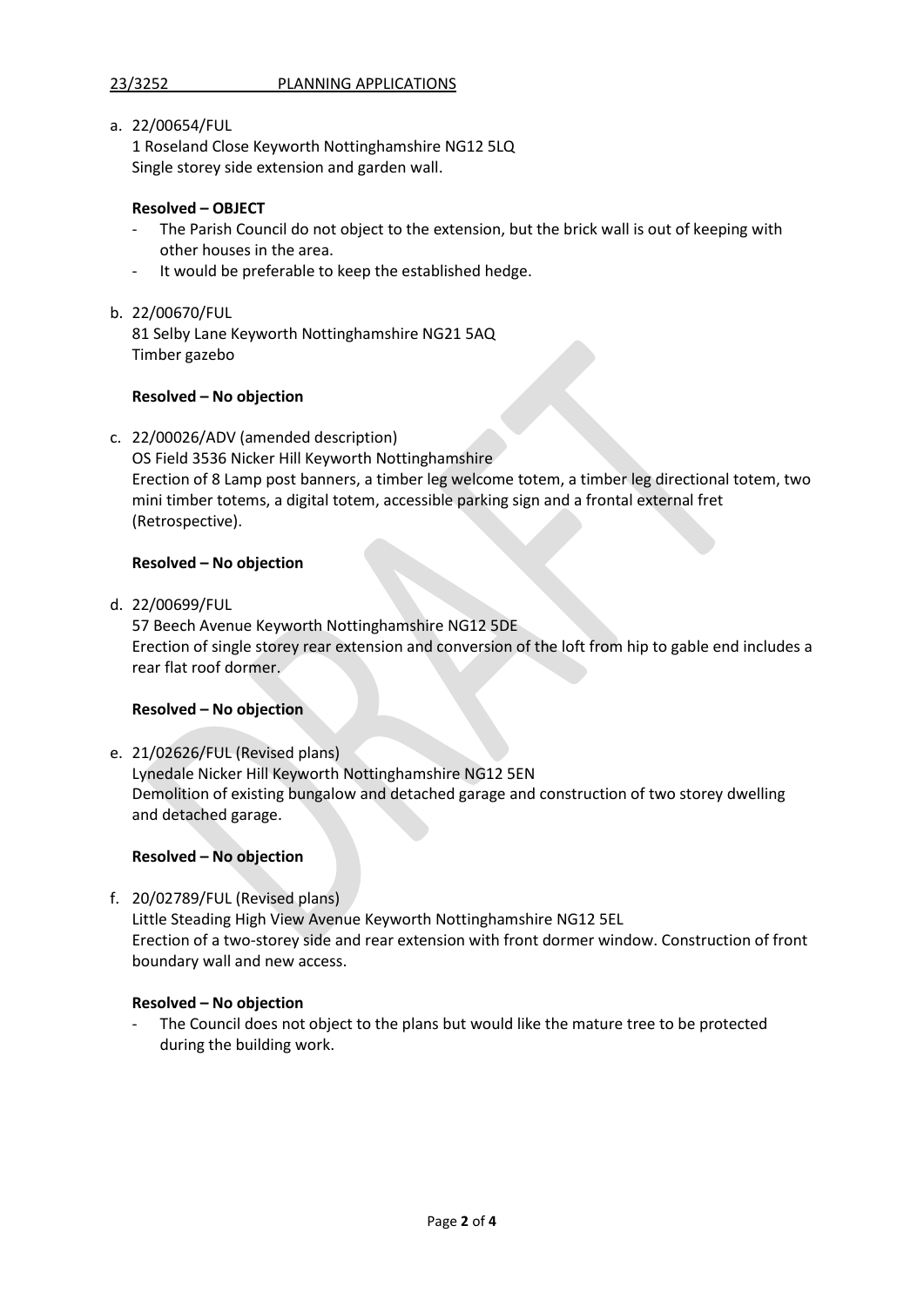23/3252 PLANNING APPLICATIONS

a. 22/00654/FUL
   1 Roseland Close Keyworth Nottinghamshire NG12 5LQ
   Single storey side extension and garden wall.

   **Resolved – OBJECT**
   - The Parish Council do not object to the extension, but the brick wall is out of keeping with other houses in the area.
   - It would be preferable to keep the established hedge.

b. 22/00670/FUL
   81 Selby Lane Keyworth Nottinghamshire NG21 5AQ
   Timber gazebo

   **Resolved – No objection**

c. 22/00026/ADV (amended description)
   OS Field 3536 Nicker Hill Keyworth Nottinghamshire
   Erection of 8 Lamp post banners, a timber leg welcome totem, a timber leg directional totem, two mini timber totems, a digital totem, accessible parking sign and a frontal external fret (Retrospective).

   **Resolved – No objection**

d. 22/00699/FUL
   57 Beech Avenue Keyworth Nottinghamshire NG12 5DE
   Erection of single storey rear extension and conversion of the loft from hip to gable end includes a rear flat roof dormer.

   **Resolved – No objection**

e. 21/02626/FUL (Revised plans)
   Lynedale Nicker Hill Keyworth Nottinghamshire NG12 5EN
   Demolition of existing bungalow and detached garage and construction of two storey dwelling and detached garage.

   **Resolved – No objection**

f. 20/02789/FUL (Revised plans)
   Little Steading High View Avenue Keyworth Nottinghamshire NG12 5EL
   Erection of a two-storey side and rear extension with front dormer window. Construction of front boundary wall and new access.

   **Resolved – No objection**
   - The Council does not object to the plans but would like the mature tree to be protected during the building work.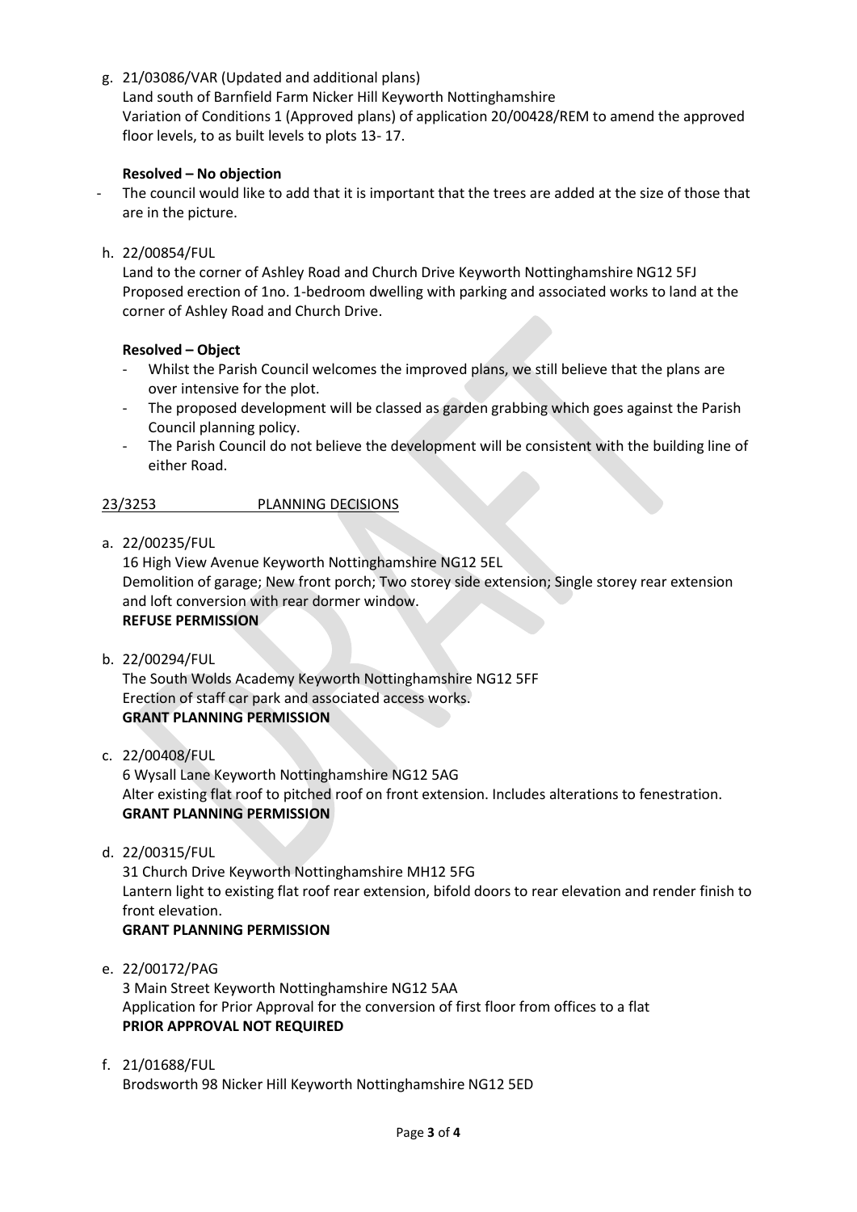g. 21/03086/VAR (Updated and additional plans)
   Land south of Barnfield Farm Nicker Hill Keyworth Nottinghamshire
   Variation of Conditions 1 (Approved plans) of application 20/00428/REM to amend the approved floor levels, to as built levels to plots 13- 17.

   **Resolved – No objection**

- The council would like to add that it is important that the trees are added at the size of those that are in the picture.

h. 22/00854/FUL
   Land to the corner of Ashley Road and Church Drive Keyworth Nottinghamshire NG12 5FJ
   Proposed erection of 1no. 1-bedroom dwelling with parking and associated works to land at the corner of Ashley Road and Church Drive.

   **Resolved – Object**

   - Whilst the Parish Council welcomes the improved plans, we still believe that the plans are over intensive for the plot.
   - The proposed development will be classed as garden grabbing which goes against the Parish Council planning policy.
   - The Parish Council do not believe the development will be consistent with the building line of either Road.

23/3253 PLANNING DECISIONS

a. 22/00235/FUL
   16 High View Avenue Keyworth Nottinghamshire NG12 5EL
   Demolition of garage; New front porch; Two storey side extension; Single storey rear extension and loft conversion with rear dormer window.
   **REFUSE PERMISSION**

b. 22/00294/FUL
   The South Wolds Academy Keyworth Nottinghamshire NG12 5FF
   Erection of staff car park and associated access works.
   **GRANT PLANNING PERMISSION**

c. 22/00408/FUL
   6 Wysall Lane Keyworth Nottinghamshire NG12 5AG
   Alter existing flat roof to pitched roof on front extension. Includes alterations to fenestration.
   **GRANT PLANNING PERMISSION**

d. 22/00315/FUL
   31 Church Drive Keyworth Nottinghamshire MH12 5FG
   Lantern light to existing flat roof rear extension, bifold doors to rear elevation and render finish to front elevation.
   **GRANT PLANNING PERMISSION**

e. 22/00172/PAG
   3 Main Street Keyworth Nottinghamshire NG12 5AA
   Application for Prior Approval for the conversion of first floor from offices to a flat
   **PRIOR APPROVAL NOT REQUIRED**

f. 21/01688/FUL
   Brodsworth 98 Nicker Hill Keyworth Nottinghamshire NG12 5ED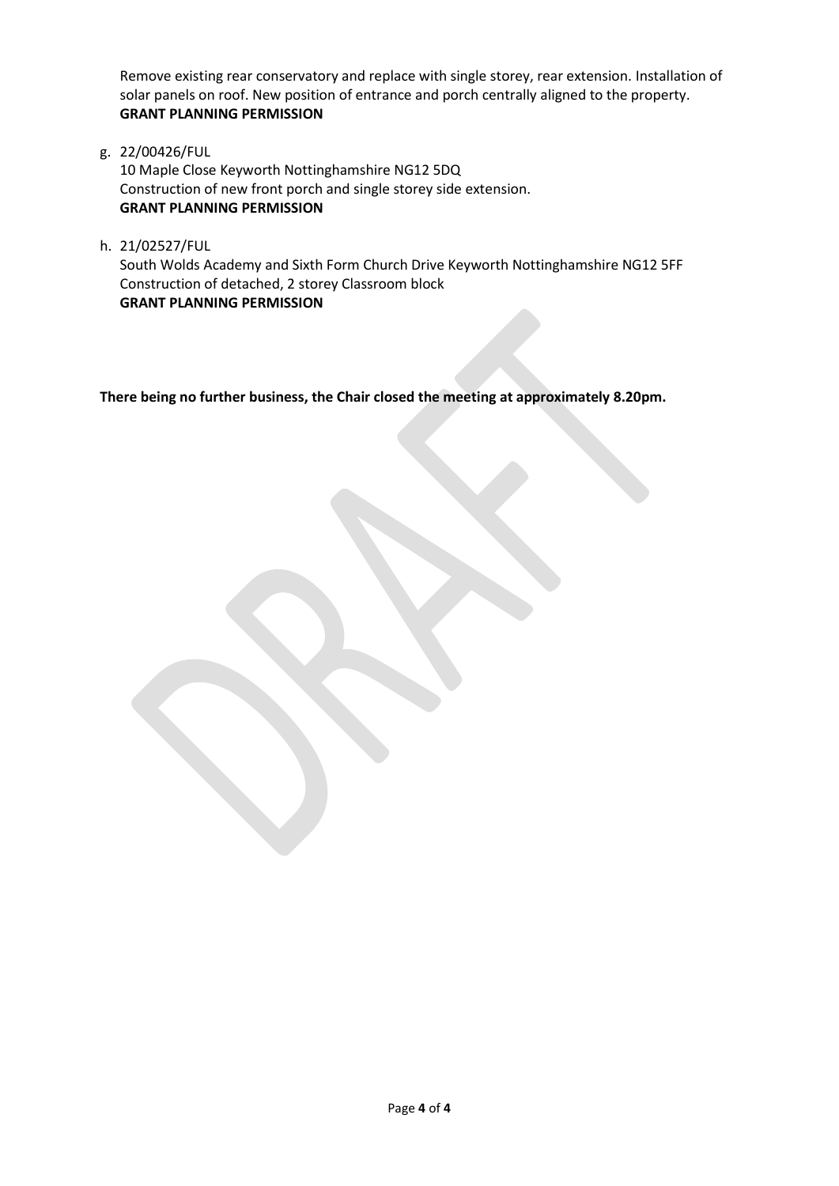Remove existing rear conservatory and replace with single storey, rear extension. Installation of solar panels on roof. New position of entrance and porch centrally aligned to the property.
**GRANT PLANNING PERMISSION**

g. 22/00426/FUL
10 Maple Close Keyworth Nottinghamshire NG12 5DQ
Construction of new front porch and single storey side extension.
**GRANT PLANNING PERMISSION**

h. 21/02527/FUL
South Wolds Academy and Sixth Form Church Drive Keyworth Nottinghamshire NG12 5FF
Construction of detached, 2 storey Classroom block
**GRANT PLANNING PERMISSION**

**There being no further business, the Chair closed the meeting at approximately 8.20pm.**

DRAFT